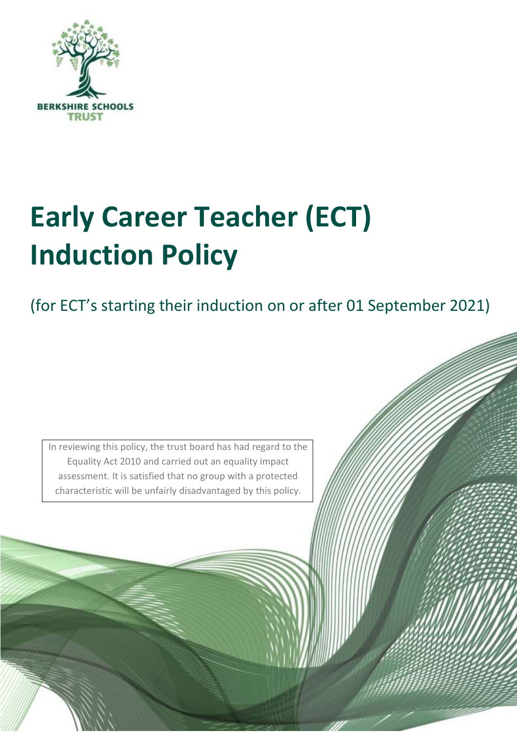BERKSHIRE SCHOOLS TRUST

# Early Career Teacher (ECT) Induction Policy

(for ECT's starting their induction on or after 01 September 2021)

In reviewing this policy, the trust board has had regard to the Equality Act 2010 and carried out an equality impact assessment. It is satisfied that no group with a protected characteristic will be unfairly disadvantaged by this policy.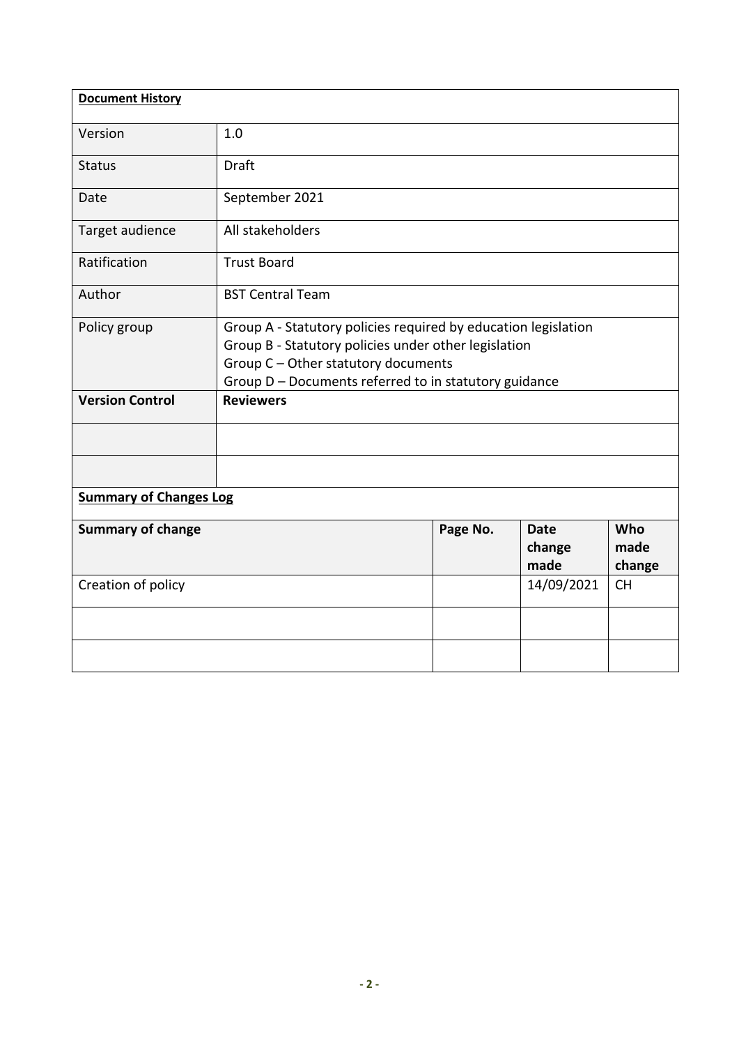| **Document History** | | | | |
|---|---|---|---|---|
| Version | 1.0 | | | |
| Status | Draft | | | |
| Date | September 2021 | | | |
| Target audience | All stakeholders | | | |
| Ratification | Trust Board | | | |
| Author | BST Central Team | | | |
| Policy group | Group A - Statutory policies required by education legislation<br>Group B - Statutory policies under other legislation<br>Group C – Other statutory documents<br>Group D – Documents referred to in statutory guidance | | | |
| **Version Control** | **Reviewers** | | | |
| | | | | |
| | | | | |
| **Summary of Changes Log** | | | | |
| **Summary of change** | | **Page No.** | **Date change made** | **Who made change** |
| Creation of policy | | | 14/09/2021 | CH |
| | | | | |
| | | | | |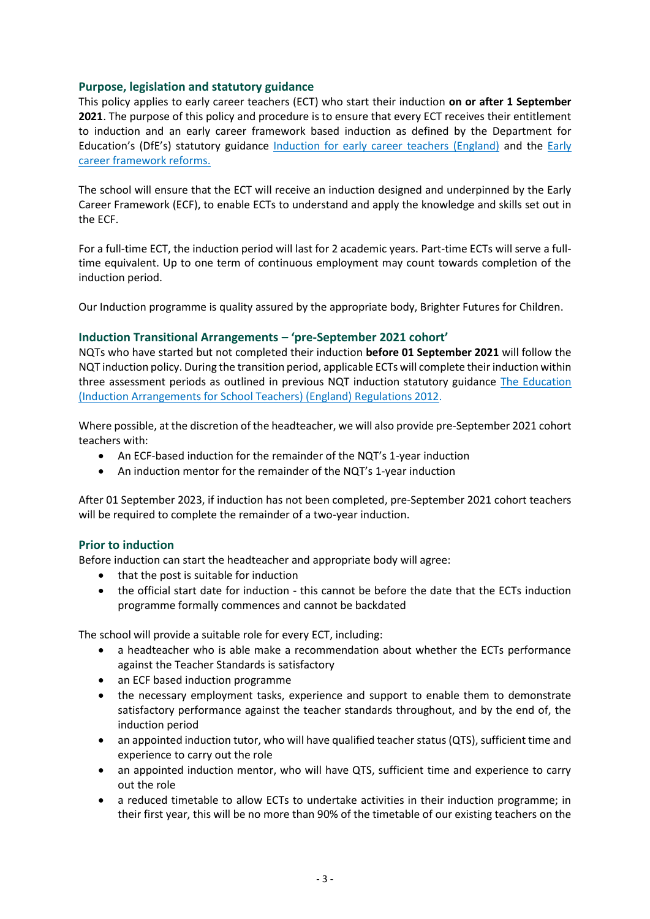## Purpose, legislation and statutory guidance

This policy applies to early career teachers (ECT) who start their induction **on or after 1 September 2021**. The purpose of this policy and procedure is to ensure that every ECT receives their entitlement to induction and an early career framework based induction as defined by the Department for Education's (DfE's) statutory guidance [Induction for early career teachers (England)] and the [Early career framework reforms.]

The school will ensure that the ECT will receive an induction designed and underpinned by the Early Career Framework (ECF), to enable ECTs to understand and apply the knowledge and skills set out in the ECF.

For a full-time ECT, the induction period will last for 2 academic years. Part-time ECTs will serve a full-time equivalent. Up to one term of continuous employment may count towards completion of the induction period.

Our Induction programme is quality assured by the appropriate body, Brighter Futures for Children.

## Induction Transitional Arrangements – 'pre-September 2021 cohort'

NQTs who have started but not completed their induction **before 01 September 2021** will follow the NQT induction policy. During the transition period, applicable ECTs will complete their induction within three assessment periods as outlined in previous NQT induction statutory guidance [The Education (Induction Arrangements for School Teachers) (England) Regulations 2012.]

Where possible, at the discretion of the headteacher, we will also provide pre-September 2021 cohort teachers with:

- An ECF-based induction for the remainder of the NQT's 1-year induction
- An induction mentor for the remainder of the NQT's 1-year induction

After 01 September 2023, if induction has not been completed, pre-September 2021 cohort teachers will be required to complete the remainder of a two-year induction.

## Prior to induction

Before induction can start the headteacher and appropriate body will agree:

- that the post is suitable for induction
- the official start date for induction - this cannot be before the date that the ECTs induction programme formally commences and cannot be backdated

The school will provide a suitable role for every ECT, including:

- a headteacher who is able make a recommendation about whether the ECTs performance against the Teacher Standards is satisfactory
- an ECF based induction programme
- the necessary employment tasks, experience and support to enable them to demonstrate satisfactory performance against the teacher standards throughout, and by the end of, the induction period
- an appointed induction tutor, who will have qualified teacher status (QTS), sufficient time and experience to carry out the role
- an appointed induction mentor, who will have QTS, sufficient time and experience to carry out the role
- a reduced timetable to allow ECTs to undertake activities in their induction programme; in their first year, this will be no more than 90% of the timetable of our existing teachers on the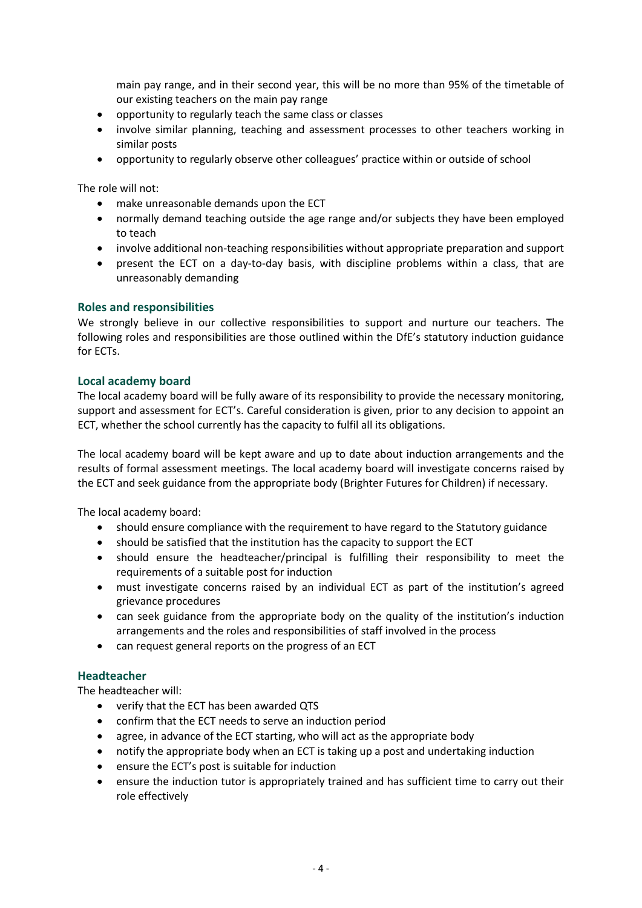main pay range, and in their second year, this will be no more than 95% of the timetable of our existing teachers on the main pay range
- opportunity to regularly teach the same class or classes
- involve similar planning, teaching and assessment processes to other teachers working in similar posts
- opportunity to regularly observe other colleagues' practice within or outside of school

The role will not:

- make unreasonable demands upon the ECT
- normally demand teaching outside the age range and/or subjects they have been employed to teach
- involve additional non-teaching responsibilities without appropriate preparation and support
- present the ECT on a day-to-day basis, with discipline problems within a class, that are unreasonably demanding

## Roles and responsibilities

We strongly believe in our collective responsibilities to support and nurture our teachers. The following roles and responsibilities are those outlined within the DfE's statutory induction guidance for ECTs.

## Local academy board

The local academy board will be fully aware of its responsibility to provide the necessary monitoring, support and assessment for ECT's. Careful consideration is given, prior to any decision to appoint an ECT, whether the school currently has the capacity to fulfil all its obligations.

The local academy board will be kept aware and up to date about induction arrangements and the results of formal assessment meetings. The local academy board will investigate concerns raised by the ECT and seek guidance from the appropriate body (Brighter Futures for Children) if necessary.

The local academy board:

- should ensure compliance with the requirement to have regard to the Statutory guidance
- should be satisfied that the institution has the capacity to support the ECT
- should ensure the headteacher/principal is fulfilling their responsibility to meet the requirements of a suitable post for induction
- must investigate concerns raised by an individual ECT as part of the institution's agreed grievance procedures
- can seek guidance from the appropriate body on the quality of the institution's induction arrangements and the roles and responsibilities of staff involved in the process
- can request general reports on the progress of an ECT

## Headteacher

The headteacher will:

- verify that the ECT has been awarded QTS
- confirm that the ECT needs to serve an induction period
- agree, in advance of the ECT starting, who will act as the appropriate body
- notify the appropriate body when an ECT is taking up a post and undertaking induction
- ensure the ECT's post is suitable for induction
- ensure the induction tutor is appropriately trained and has sufficient time to carry out their role effectively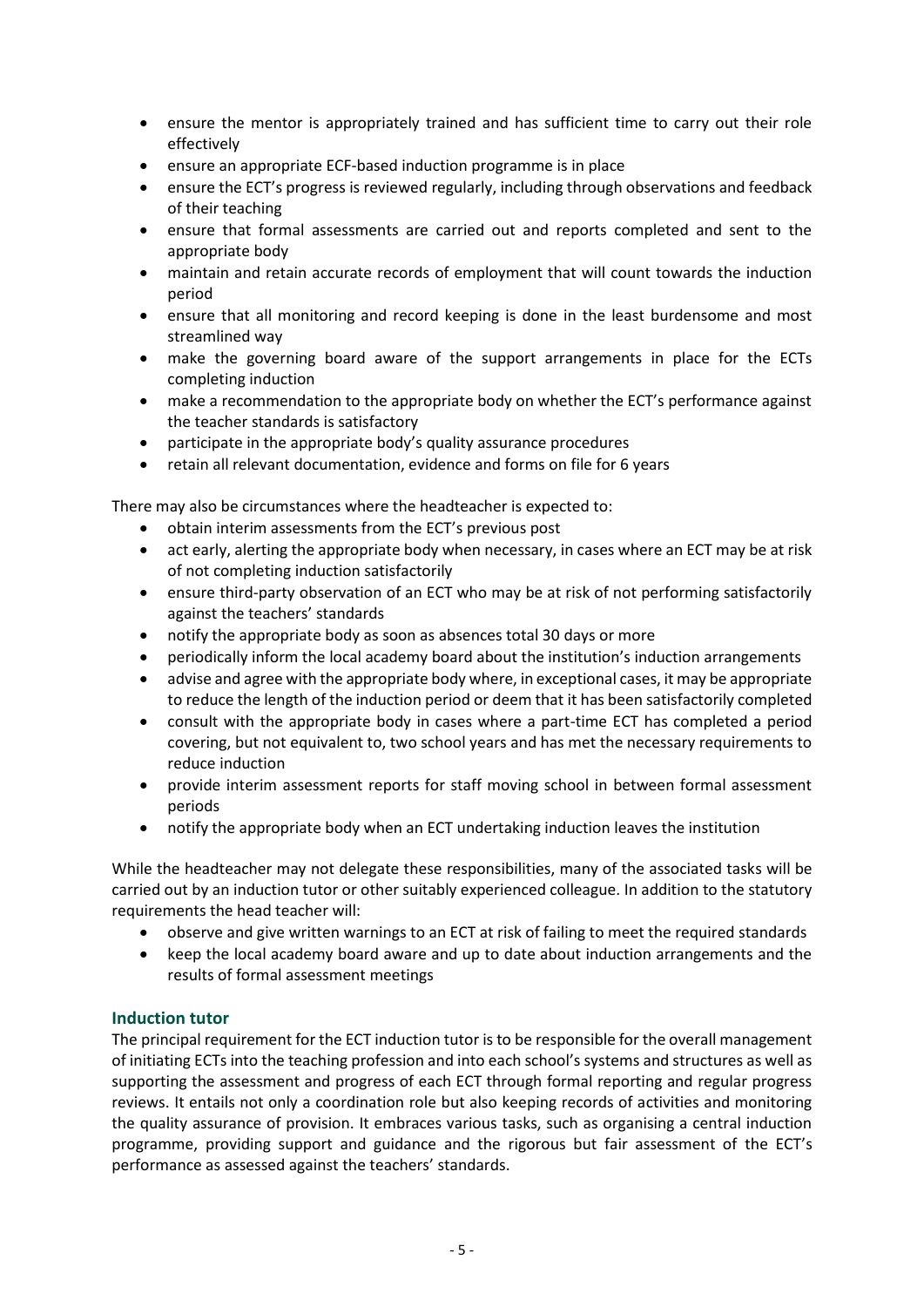- ensure the mentor is appropriately trained and has sufficient time to carry out their role effectively
- ensure an appropriate ECF-based induction programme is in place
- ensure the ECT's progress is reviewed regularly, including through observations and feedback of their teaching
- ensure that formal assessments are carried out and reports completed and sent to the appropriate body
- maintain and retain accurate records of employment that will count towards the induction period
- ensure that all monitoring and record keeping is done in the least burdensome and most streamlined way
- make the governing board aware of the support arrangements in place for the ECTs completing induction
- make a recommendation to the appropriate body on whether the ECT's performance against the teacher standards is satisfactory
- participate in the appropriate body's quality assurance procedures
- retain all relevant documentation, evidence and forms on file for 6 years

There may also be circumstances where the headteacher is expected to:

- obtain interim assessments from the ECT's previous post
- act early, alerting the appropriate body when necessary, in cases where an ECT may be at risk of not completing induction satisfactorily
- ensure third-party observation of an ECT who may be at risk of not performing satisfactorily against the teachers' standards
- notify the appropriate body as soon as absences total 30 days or more
- periodically inform the local academy board about the institution's induction arrangements
- advise and agree with the appropriate body where, in exceptional cases, it may be appropriate to reduce the length of the induction period or deem that it has been satisfactorily completed
- consult with the appropriate body in cases where a part-time ECT has completed a period covering, but not equivalent to, two school years and has met the necessary requirements to reduce induction
- provide interim assessment reports for staff moving school in between formal assessment periods
- notify the appropriate body when an ECT undertaking induction leaves the institution

While the headteacher may not delegate these responsibilities, many of the associated tasks will be carried out by an induction tutor or other suitably experienced colleague. In addition to the statutory requirements the head teacher will:

- observe and give written warnings to an ECT at risk of failing to meet the required standards
- keep the local academy board aware and up to date about induction arrangements and the results of formal assessment meetings

### Induction tutor

The principal requirement for the ECT induction tutor is to be responsible for the overall management of initiating ECTs into the teaching profession and into each school's systems and structures as well as supporting the assessment and progress of each ECT through formal reporting and regular progress reviews. It entails not only a coordination role but also keeping records of activities and monitoring the quality assurance of provision. It embraces various tasks, such as organising a central induction programme, providing support and guidance and the rigorous but fair assessment of the ECT's performance as assessed against the teachers' standards.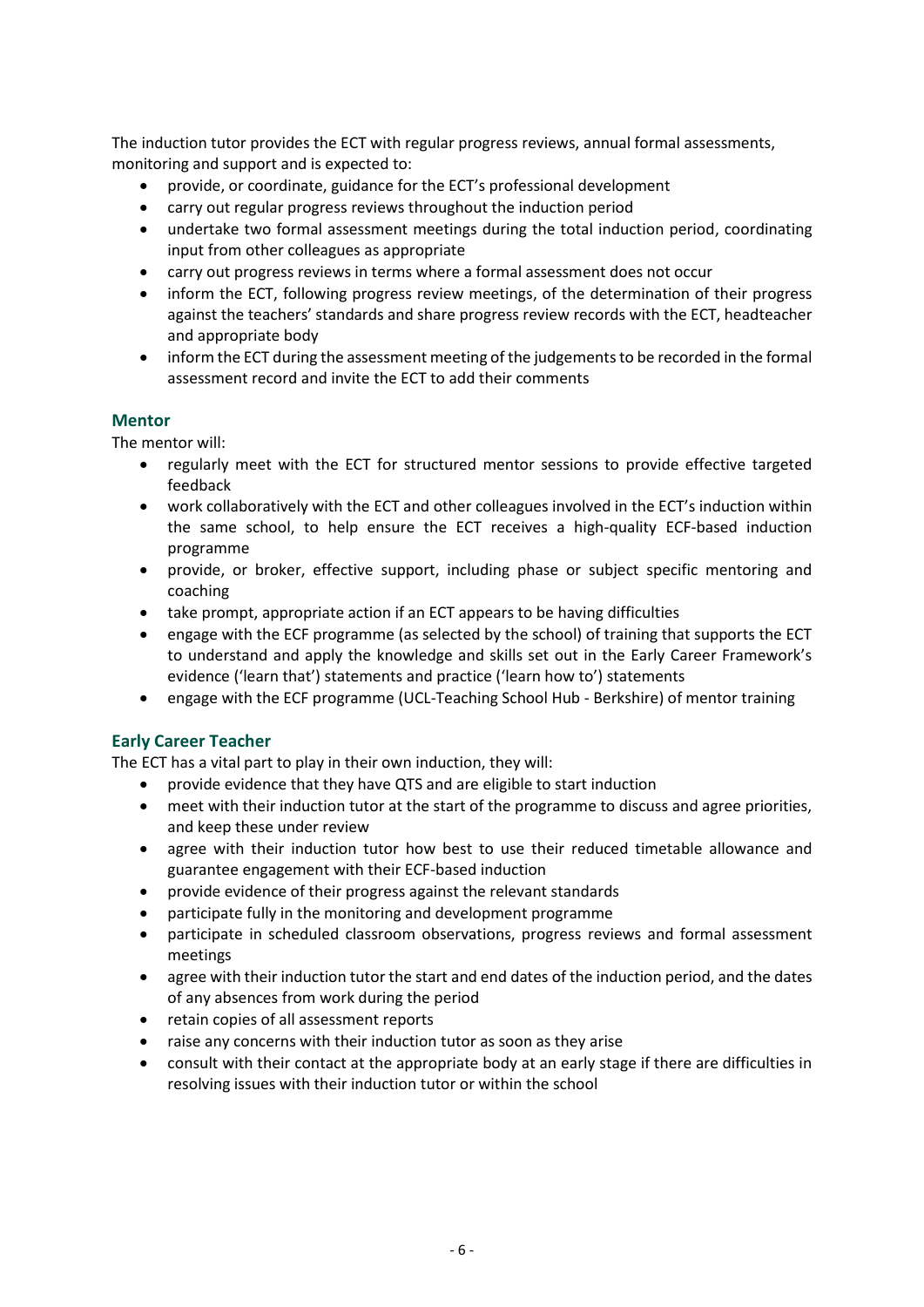The induction tutor provides the ECT with regular progress reviews, annual formal assessments, monitoring and support and is expected to:

- provide, or coordinate, guidance for the ECT's professional development
- carry out regular progress reviews throughout the induction period
- undertake two formal assessment meetings during the total induction period, coordinating input from other colleagues as appropriate
- carry out progress reviews in terms where a formal assessment does not occur
- inform the ECT, following progress review meetings, of the determination of their progress against the teachers' standards and share progress review records with the ECT, headteacher and appropriate body
- inform the ECT during the assessment meeting of the judgements to be recorded in the formal assessment record and invite the ECT to add their comments

### Mentor

The mentor will:

- regularly meet with the ECT for structured mentor sessions to provide effective targeted feedback
- work collaboratively with the ECT and other colleagues involved in the ECT's induction within the same school, to help ensure the ECT receives a high-quality ECF-based induction programme
- provide, or broker, effective support, including phase or subject specific mentoring and coaching
- take prompt, appropriate action if an ECT appears to be having difficulties
- engage with the ECF programme (as selected by the school) of training that supports the ECT to understand and apply the knowledge and skills set out in the Early Career Framework's evidence ('learn that') statements and practice ('learn how to') statements
- engage with the ECF programme (UCL-Teaching School Hub - Berkshire) of mentor training

### Early Career Teacher

The ECT has a vital part to play in their own induction, they will:

- provide evidence that they have QTS and are eligible to start induction
- meet with their induction tutor at the start of the programme to discuss and agree priorities, and keep these under review
- agree with their induction tutor how best to use their reduced timetable allowance and guarantee engagement with their ECF-based induction
- provide evidence of their progress against the relevant standards
- participate fully in the monitoring and development programme
- participate in scheduled classroom observations, progress reviews and formal assessment meetings
- agree with their induction tutor the start and end dates of the induction period, and the dates of any absences from work during the period
- retain copies of all assessment reports
- raise any concerns with their induction tutor as soon as they arise
- consult with their contact at the appropriate body at an early stage if there are difficulties in resolving issues with their induction tutor or within the school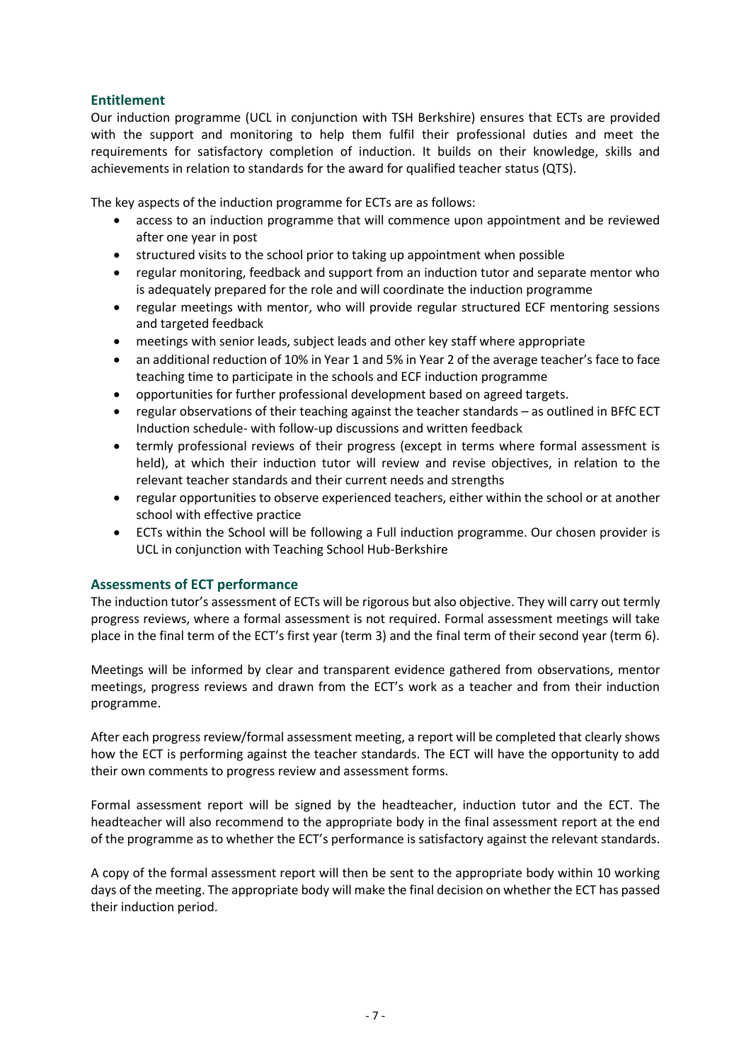## Entitlement

Our induction programme (UCL in conjunction with TSH Berkshire) ensures that ECTs are provided with the support and monitoring to help them fulfil their professional duties and meet the requirements for satisfactory completion of induction. It builds on their knowledge, skills and achievements in relation to standards for the award for qualified teacher status (QTS).

The key aspects of the induction programme for ECTs are as follows:

- access to an induction programme that will commence upon appointment and be reviewed after one year in post
- structured visits to the school prior to taking up appointment when possible
- regular monitoring, feedback and support from an induction tutor and separate mentor who is adequately prepared for the role and will coordinate the induction programme
- regular meetings with mentor, who will provide regular structured ECF mentoring sessions and targeted feedback
- meetings with senior leads, subject leads and other key staff where appropriate
- an additional reduction of 10% in Year 1 and 5% in Year 2 of the average teacher's face to face teaching time to participate in the schools and ECF induction programme
- opportunities for further professional development based on agreed targets.
- regular observations of their teaching against the teacher standards – as outlined in BFfC ECT Induction schedule- with follow-up discussions and written feedback
- termly professional reviews of their progress (except in terms where formal assessment is held), at which their induction tutor will review and revise objectives, in relation to the relevant teacher standards and their current needs and strengths
- regular opportunities to observe experienced teachers, either within the school or at another school with effective practice
- ECTs within the School will be following a Full induction programme. Our chosen provider is UCL in conjunction with Teaching School Hub-Berkshire

## Assessments of ECT performance

The induction tutor's assessment of ECTs will be rigorous but also objective. They will carry out termly progress reviews, where a formal assessment is not required. Formal assessment meetings will take place in the final term of the ECT's first year (term 3) and the final term of their second year (term 6).

Meetings will be informed by clear and transparent evidence gathered from observations, mentor meetings, progress reviews and drawn from the ECT's work as a teacher and from their induction programme.

After each progress review/formal assessment meeting, a report will be completed that clearly shows how the ECT is performing against the teacher standards. The ECT will have the opportunity to add their own comments to progress review and assessment forms.

Formal assessment report will be signed by the headteacher, induction tutor and the ECT. The headteacher will also recommend to the appropriate body in the final assessment report at the end of the programme as to whether the ECT's performance is satisfactory against the relevant standards.

A copy of the formal assessment report will then be sent to the appropriate body within 10 working days of the meeting. The appropriate body will make the final decision on whether the ECT has passed their induction period.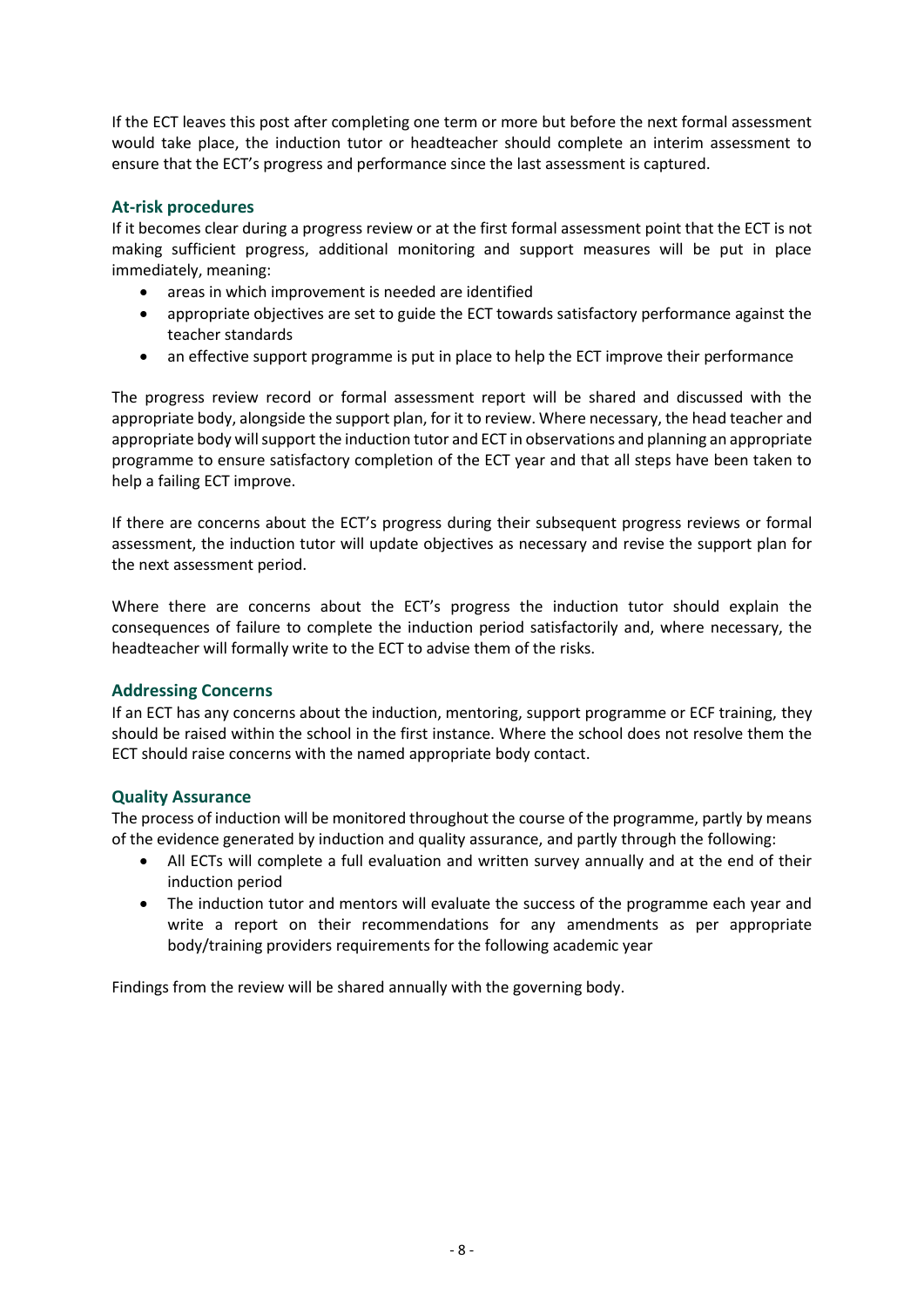If the ECT leaves this post after completing one term or more but before the next formal assessment would take place, the induction tutor or headteacher should complete an interim assessment to ensure that the ECT's progress and performance since the last assessment is captured.

## At-risk procedures

If it becomes clear during a progress review or at the first formal assessment point that the ECT is not making sufficient progress, additional monitoring and support measures will be put in place immediately, meaning:

- areas in which improvement is needed are identified
- appropriate objectives are set to guide the ECT towards satisfactory performance against the teacher standards
- an effective support programme is put in place to help the ECT improve their performance

The progress review record or formal assessment report will be shared and discussed with the appropriate body, alongside the support plan, for it to review. Where necessary, the head teacher and appropriate body will support the induction tutor and ECT in observations and planning an appropriate programme to ensure satisfactory completion of the ECT year and that all steps have been taken to help a failing ECT improve.

If there are concerns about the ECT's progress during their subsequent progress reviews or formal assessment, the induction tutor will update objectives as necessary and revise the support plan for the next assessment period.

Where there are concerns about the ECT's progress the induction tutor should explain the consequences of failure to complete the induction period satisfactorily and, where necessary, the headteacher will formally write to the ECT to advise them of the risks.

## Addressing Concerns

If an ECT has any concerns about the induction, mentoring, support programme or ECF training, they should be raised within the school in the first instance. Where the school does not resolve them the ECT should raise concerns with the named appropriate body contact.

## Quality Assurance

The process of induction will be monitored throughout the course of the programme, partly by means of the evidence generated by induction and quality assurance, and partly through the following:

- All ECTs will complete a full evaluation and written survey annually and at the end of their induction period
- The induction tutor and mentors will evaluate the success of the programme each year and write a report on their recommendations for any amendments as per appropriate body/training providers requirements for the following academic year

Findings from the review will be shared annually with the governing body.